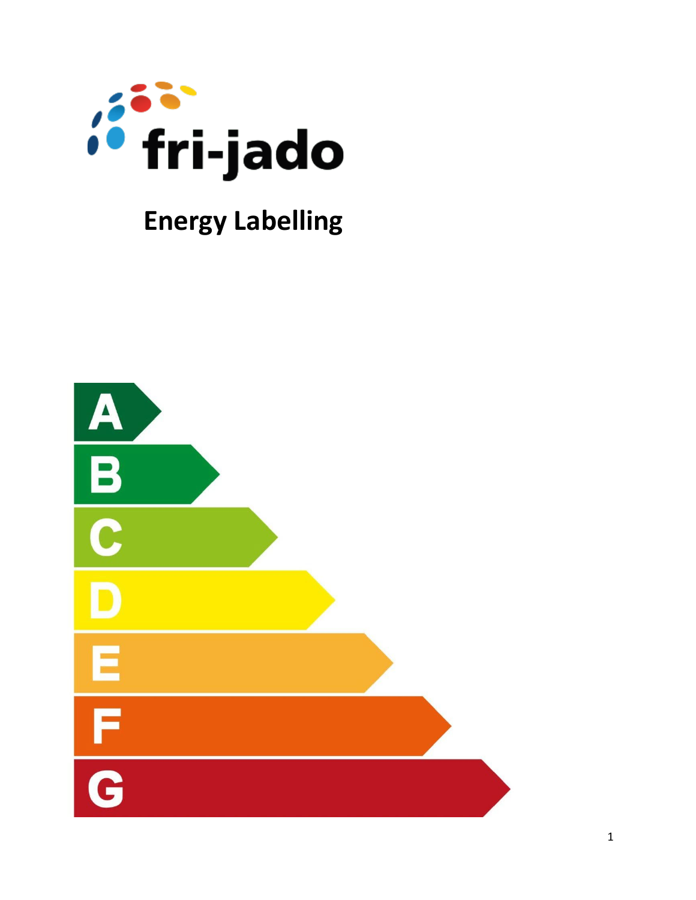fri-jado

# Energy Labelling

A

B

C

D

E

F

G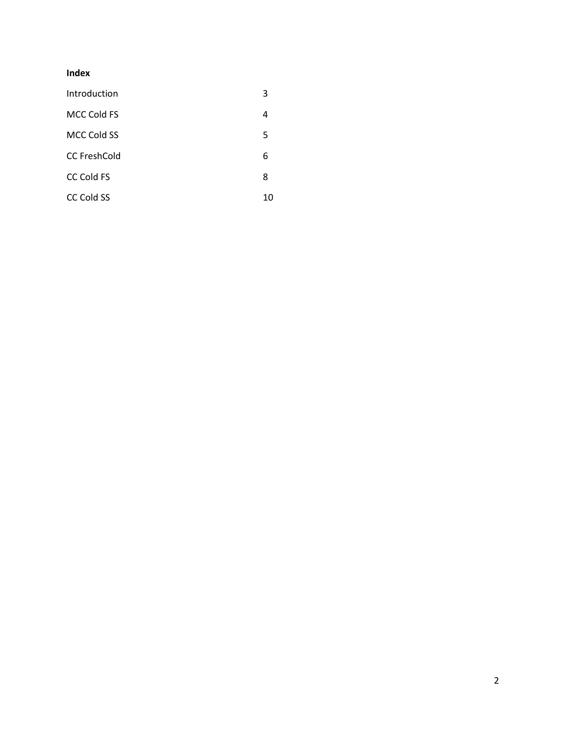**Index**

| | |
|---|---|
| Introduction | 3 |
| MCC Cold FS | 4 |
| MCC Cold SS | 5 |
| CC FreshCold | 6 |
| CC Cold FS | 8 |
| CC Cold SS | 10 |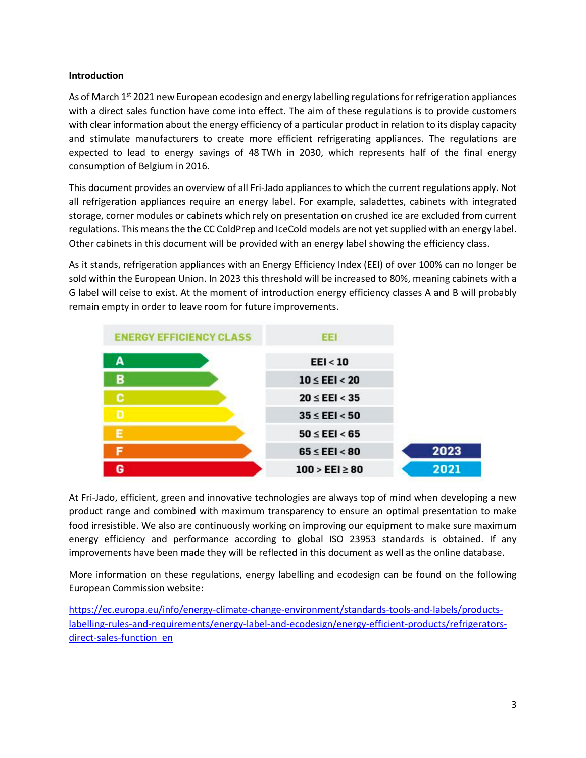**Introduction**

As of March 1st 2021 new European ecodesign and energy labelling regulations for refrigeration appliances with a direct sales function have come into effect. The aim of these regulations is to provide customers with clear information about the energy efficiency of a particular product in relation to its display capacity and stimulate manufacturers to create more efficient refrigerating appliances. The regulations are expected to lead to energy savings of 48 TWh in 2030, which represents half of the final energy consumption of Belgium in 2016.

This document provides an overview of all Fri-Jado appliances to which the current regulations apply. Not all refrigeration appliances require an energy label. For example, saladettes, cabinets with integrated storage, corner modules or cabinets which rely on presentation on crushed ice are excluded from current regulations. This means the the CC ColdPrep and IceCold models are not yet supplied with an energy label. Other cabinets in this document will be provided with an energy label showing the efficiency class.

As it stands, refrigeration appliances with an Energy Efficiency Index (EEI) of over 100% can no longer be sold within the European Union. In 2023 this threshold will be increased to 80%, meaning cabinets with a G label will ceise to exist. At the moment of introduction energy efficiency classes A and B will probably remain empty in order to leave room for future improvements.

| ENERGY EFFICIENCY CLASS | EEI | |
|---|---|---|
| A | EEI < 10 | |
| B | 10 ≤ EEI < 20 | |
| C | 20 ≤ EEI < 35 | |
| D | 35 ≤ EEI < 50 | |
| E | 50 ≤ EEI < 65 | |
| F | 65 ≤ EEI < 80 | 2023 |
| G | 100 > EEI ≥ 80 | 2021 |

At Fri-Jado, efficient, green and innovative technologies are always top of mind when developing a new product range and combined with maximum transparency to ensure an optimal presentation to make food irresistible. We also are continuously working on improving our equipment to make sure maximum energy efficiency and performance according to global ISO 23953 standards is obtained. If any improvements have been made they will be reflected in this document as well as the online database.

More information on these regulations, energy labelling and ecodesign can be found on the following European Commission website:

https://ec.europa.eu/info/energy-climate-change-environment/standards-tools-and-labels/products-labelling-rules-and-requirements/energy-label-and-ecodesign/energy-efficient-products/refrigerators-direct-sales-function_en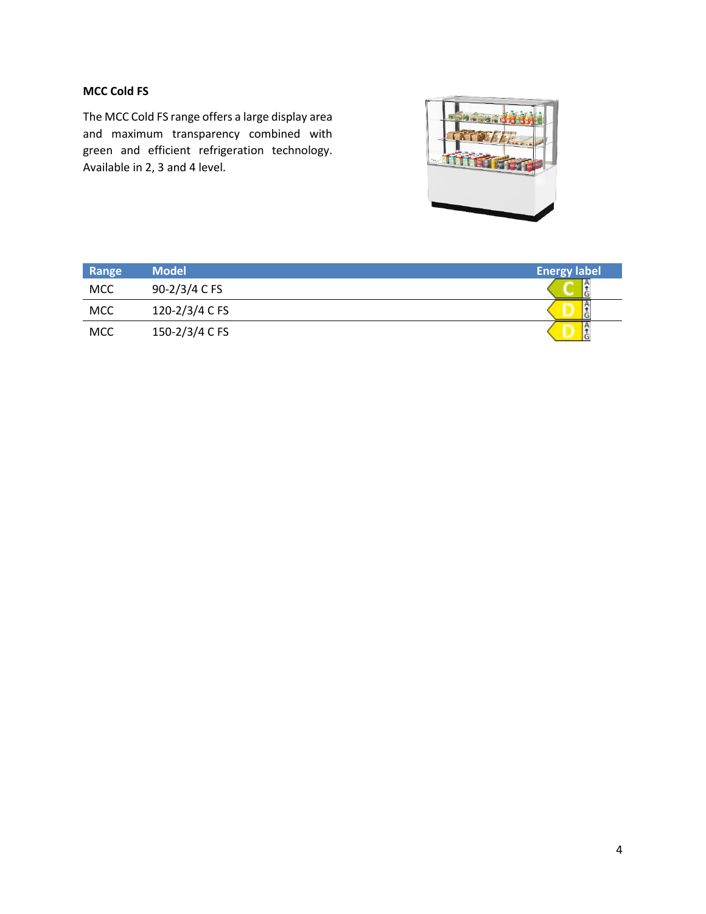**MCC Cold FS**

The MCC Cold FS range offers a large display area and maximum transparency combined with green and efficient refrigeration technology. Available in 2, 3 and 4 level.

| Range | Model | Energy label |
| --- | --- | --- |
| MCC | 90-2/3/4 C FS | C |
| MCC | 120-2/3/4 C FS | D |
| MCC | 150-2/3/4 C FS | D |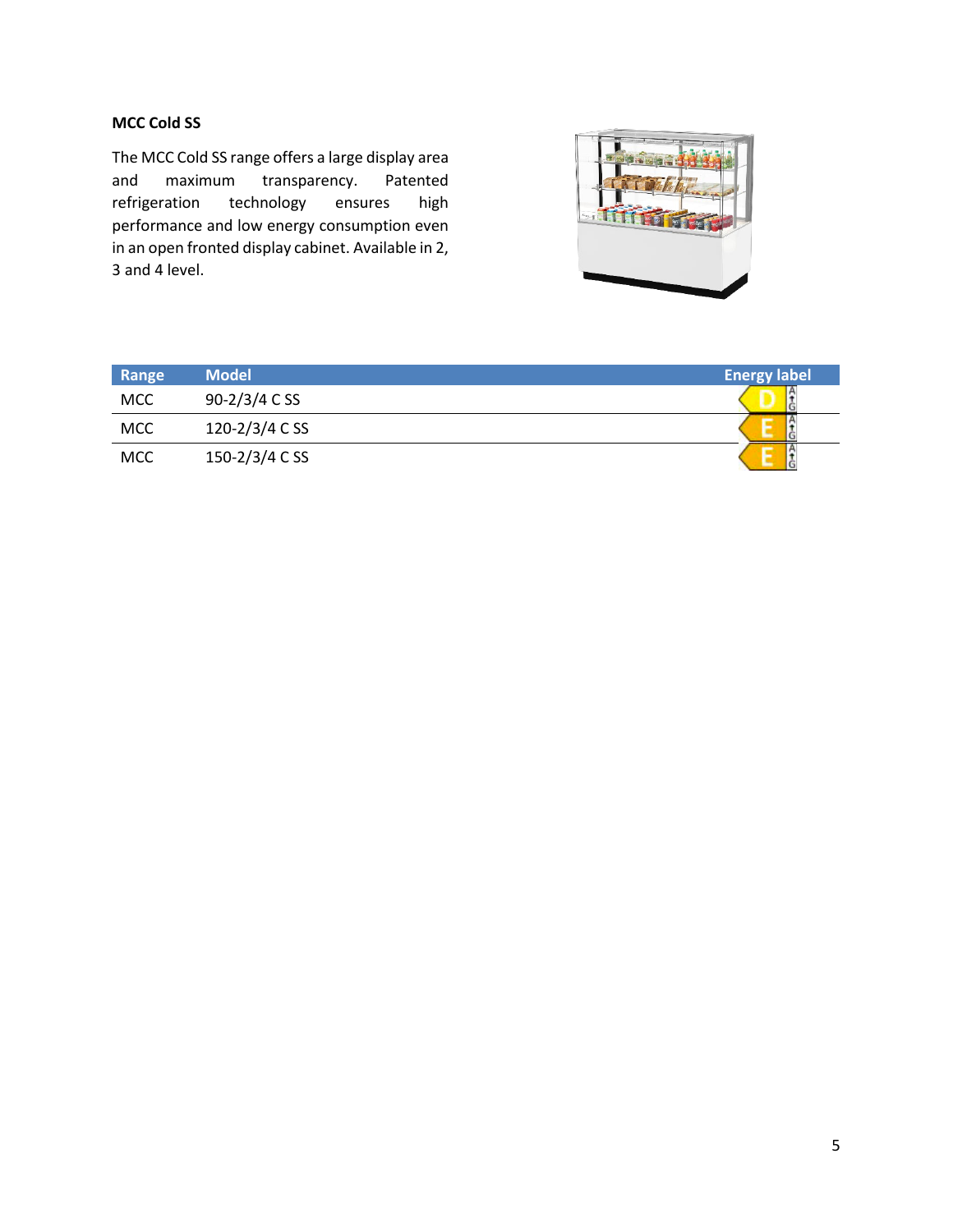**MCC Cold SS**

The MCC Cold SS range offers a large display area and maximum transparency. Patented refrigeration technology ensures high performance and low energy consumption even in an open fronted display cabinet. Available in 2, 3 and 4 level.

| Range | Model | Energy label |
| --- | --- | --- |
| MCC | 90-2/3/4 C SS | D |
| MCC | 120-2/3/4 C SS | E |
| MCC | 150-2/3/4 C SS | E |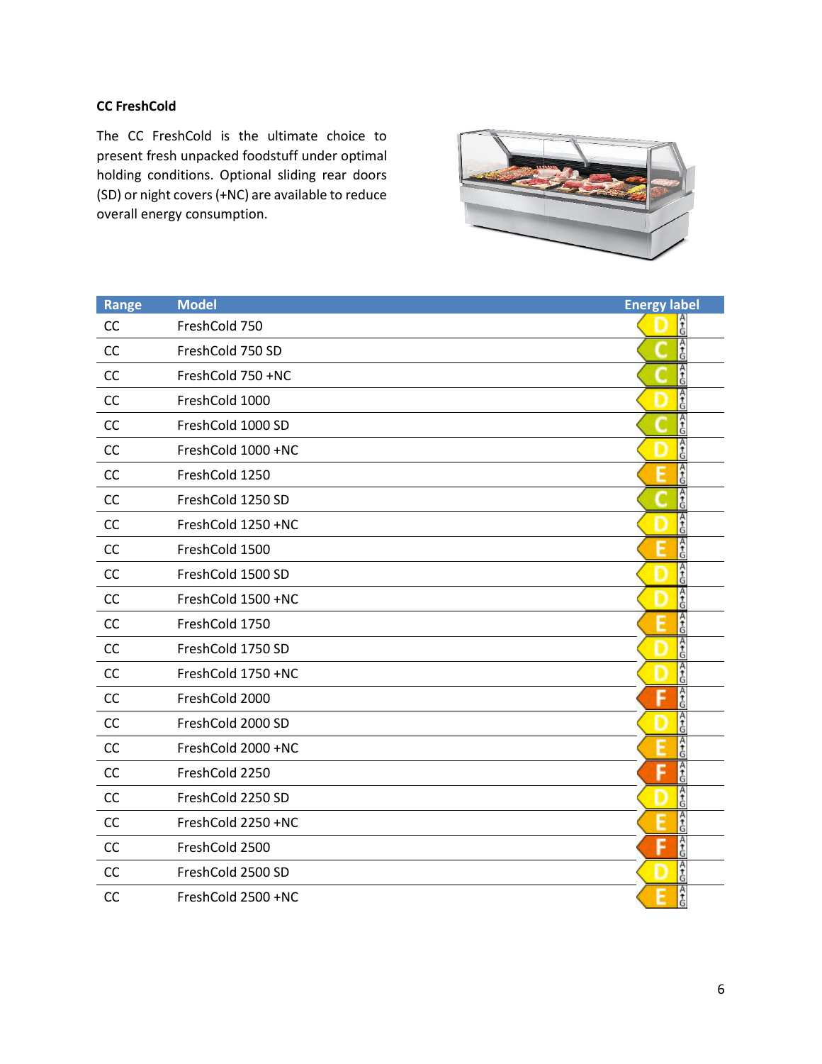**CC FreshCold**

The CC FreshCold is the ultimate choice to present fresh unpacked foodstuff under optimal holding conditions. Optional sliding rear doors (SD) or night covers (+NC) are available to reduce overall energy consumption.

| Range | Model | Energy label |
|---|---|---|
| CC | FreshCold 750 | D |
| CC | FreshCold 750 SD | C |
| CC | FreshCold 750 +NC | C |
| CC | FreshCold 1000 | D |
| CC | FreshCold 1000 SD | C |
| CC | FreshCold 1000 +NC | D |
| CC | FreshCold 1250 | E |
| CC | FreshCold 1250 SD | C |
| CC | FreshCold 1250 +NC | D |
| CC | FreshCold 1500 | E |
| CC | FreshCold 1500 SD | D |
| CC | FreshCold 1500 +NC | D |
| CC | FreshCold 1750 | E |
| CC | FreshCold 1750 SD | D |
| CC | FreshCold 1750 +NC | D |
| CC | FreshCold 2000 | F |
| CC | FreshCold 2000 SD | D |
| CC | FreshCold 2000 +NC | E |
| CC | FreshCold 2250 | F |
| CC | FreshCold 2250 SD | D |
| CC | FreshCold 2250 +NC | E |
| CC | FreshCold 2500 | F |
| CC | FreshCold 2500 SD | D |
| CC | FreshCold 2500 +NC | E |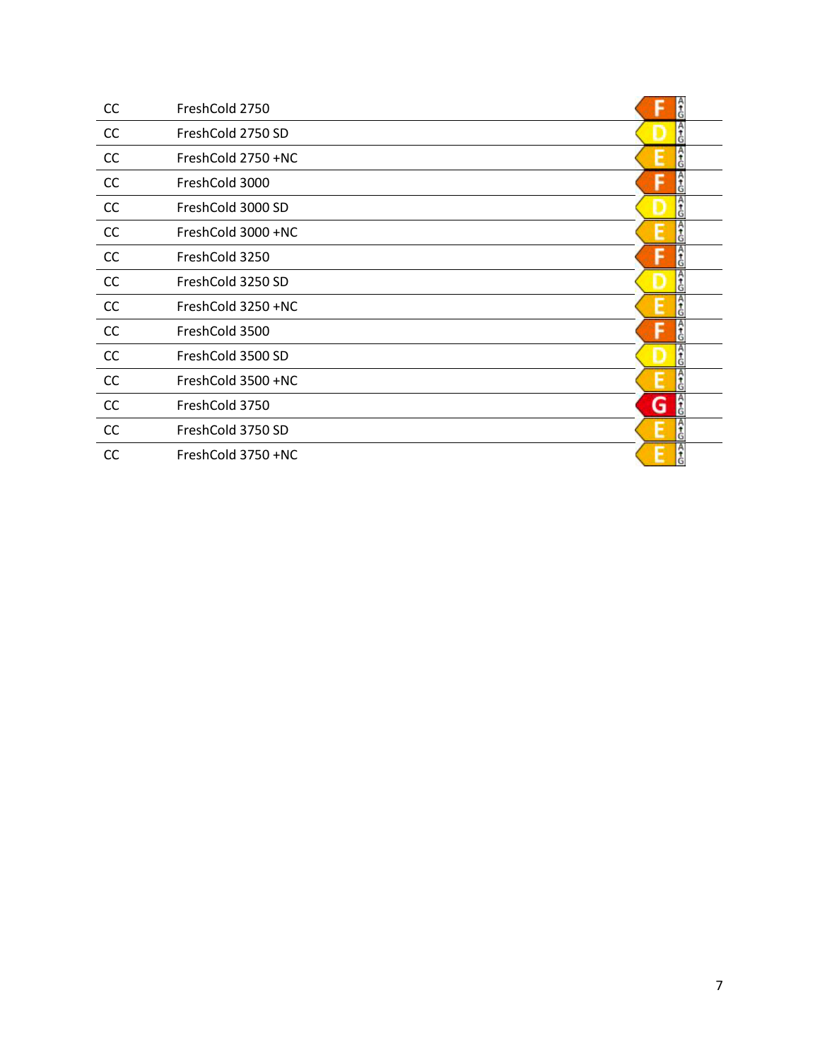| | | |
|---|---|---|
| CC | FreshCold 2750 | F |
| CC | FreshCold 2750 SD | D |
| CC | FreshCold 2750 +NC | E |
| CC | FreshCold 3000 | F |
| CC | FreshCold 3000 SD | D |
| CC | FreshCold 3000 +NC | E |
| CC | FreshCold 3250 | F |
| CC | FreshCold 3250 SD | D |
| CC | FreshCold 3250 +NC | E |
| CC | FreshCold 3500 | F |
| CC | FreshCold 3500 SD | D |
| CC | FreshCold 3500 +NC | E |
| CC | FreshCold 3750 | G |
| CC | FreshCold 3750 SD | E |
| CC | FreshCold 3750 +NC | E |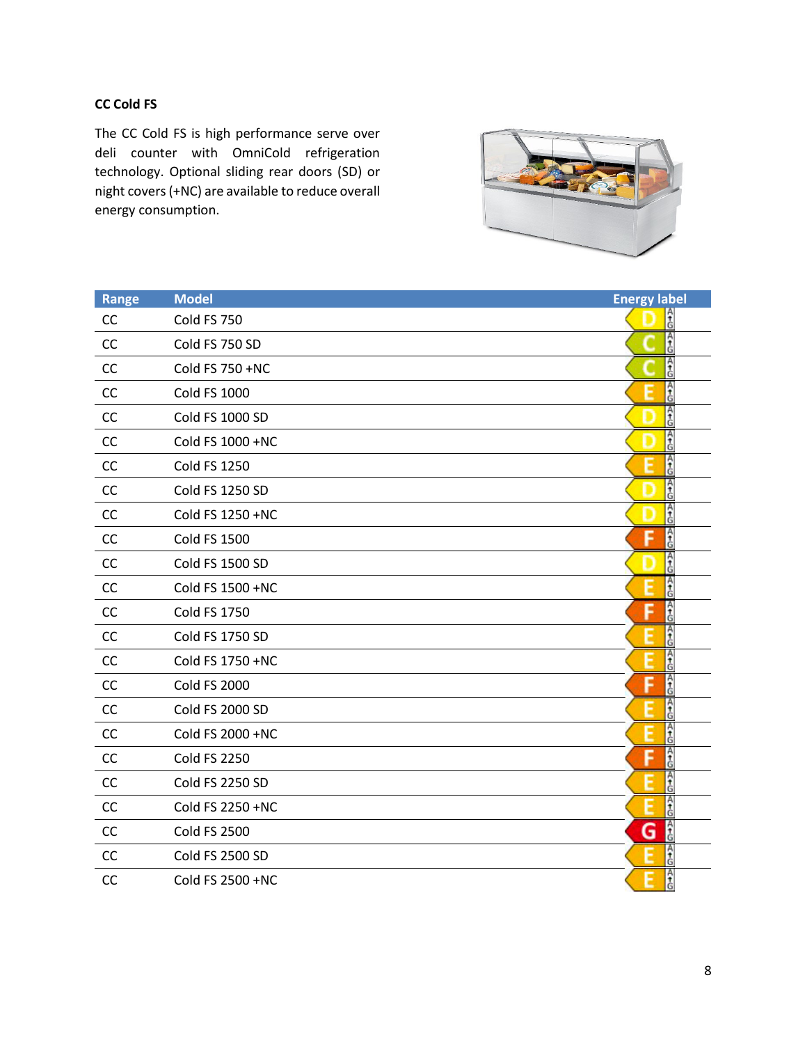### CC Cold FS

The CC Cold FS is high performance serve over deli counter with OmniCold refrigeration technology. Optional sliding rear doors (SD) or night covers (+NC) are available to reduce overall energy consumption.

| Range | Model | Energy label |
|---|---|---|
| CC | Cold FS 750 | D |
| CC | Cold FS 750 SD | C |
| CC | Cold FS 750 +NC | C |
| CC | Cold FS 1000 | E |
| CC | Cold FS 1000 SD | D |
| CC | Cold FS 1000 +NC | D |
| CC | Cold FS 1250 | E |
| CC | Cold FS 1250 SD | D |
| CC | Cold FS 1250 +NC | D |
| CC | Cold FS 1500 | F |
| CC | Cold FS 1500 SD | D |
| CC | Cold FS 1500 +NC | E |
| CC | Cold FS 1750 | F |
| CC | Cold FS 1750 SD | E |
| CC | Cold FS 1750 +NC | E |
| CC | Cold FS 2000 | F |
| CC | Cold FS 2000 SD | E |
| CC | Cold FS 2000 +NC | E |
| CC | Cold FS 2250 | F |
| CC | Cold FS 2250 SD | E |
| CC | Cold FS 2250 +NC | E |
| CC | Cold FS 2500 | G |
| CC | Cold FS 2500 SD | E |
| CC | Cold FS 2500 +NC | E |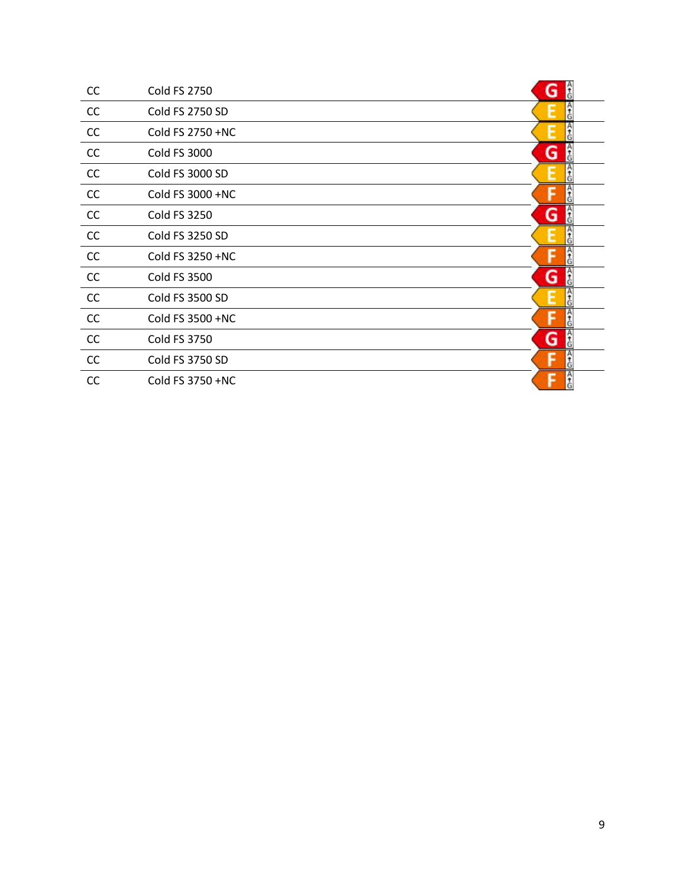| | | |
|---|---|---|
| CC | Cold FS 2750 | G |
| CC | Cold FS 2750 SD | E |
| CC | Cold FS 2750 +NC | E |
| CC | Cold FS 3000 | G |
| CC | Cold FS 3000 SD | E |
| CC | Cold FS 3000 +NC | F |
| CC | Cold FS 3250 | G |
| CC | Cold FS 3250 SD | E |
| CC | Cold FS 3250 +NC | F |
| CC | Cold FS 3500 | G |
| CC | Cold FS 3500 SD | E |
| CC | Cold FS 3500 +NC | F |
| CC | Cold FS 3750 | G |
| CC | Cold FS 3750 SD | F |
| CC | Cold FS 3750 +NC | F |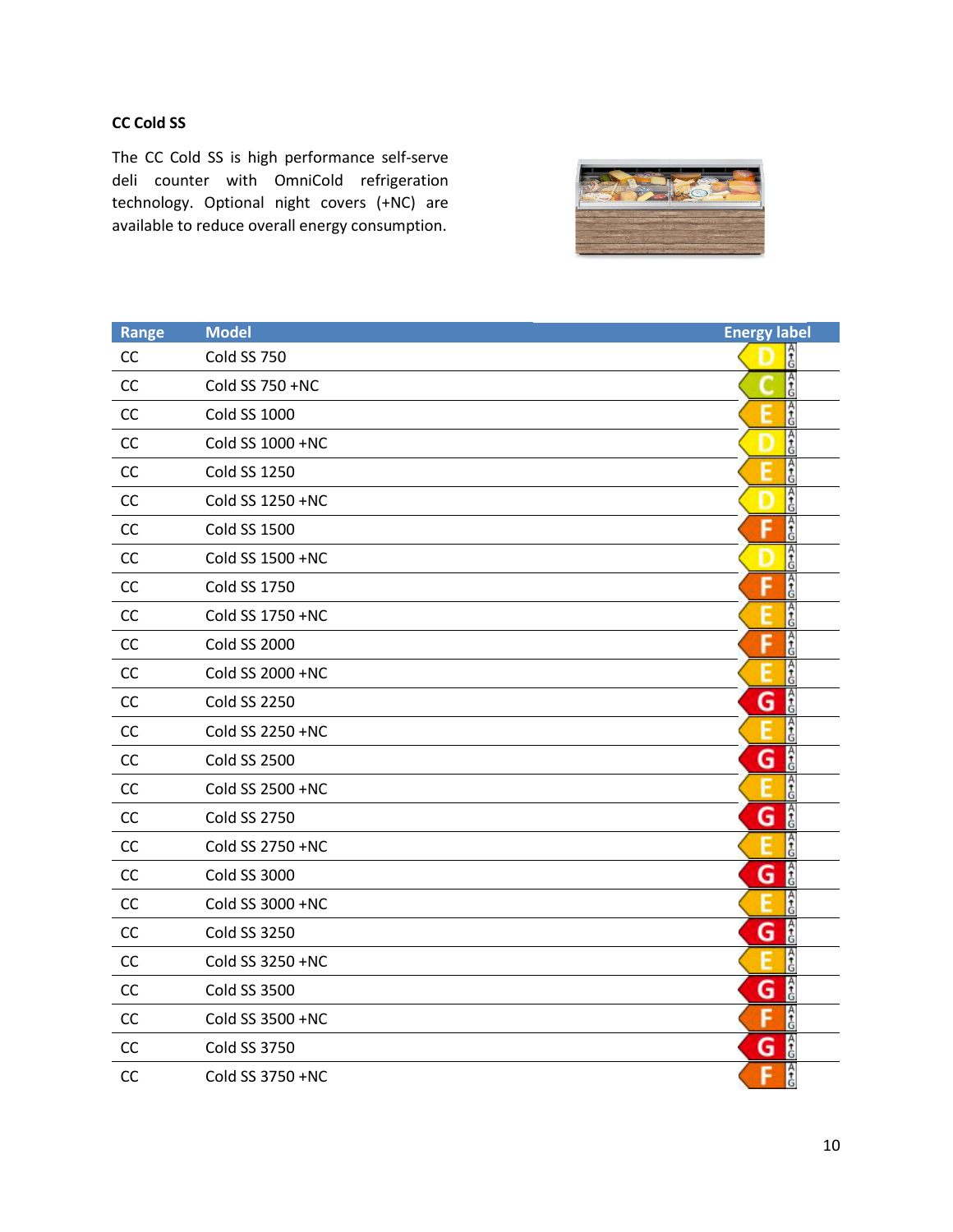**CC Cold SS**

The CC Cold SS is high performance self-serve deli counter with OmniCold refrigeration technology. Optional night covers (+NC) are available to reduce overall energy consumption.

| Range | Model | Energy label |
|---|---|---|
| CC | Cold SS 750 | D |
| CC | Cold SS 750 +NC | C |
| CC | Cold SS 1000 | E |
| CC | Cold SS 1000 +NC | D |
| CC | Cold SS 1250 | E |
| CC | Cold SS 1250 +NC | D |
| CC | Cold SS 1500 | F |
| CC | Cold SS 1500 +NC | D |
| CC | Cold SS 1750 | F |
| CC | Cold SS 1750 +NC | E |
| CC | Cold SS 2000 | F |
| CC | Cold SS 2000 +NC | E |
| CC | Cold SS 2250 | G |
| CC | Cold SS 2250 +NC | E |
| CC | Cold SS 2500 | G |
| CC | Cold SS 2500 +NC | E |
| CC | Cold SS 2750 | G |
| CC | Cold SS 2750 +NC | E |
| CC | Cold SS 3000 | G |
| CC | Cold SS 3000 +NC | E |
| CC | Cold SS 3250 | G |
| CC | Cold SS 3250 +NC | E |
| CC | Cold SS 3500 | G |
| CC | Cold SS 3500 +NC | F |
| CC | Cold SS 3750 | G |
| CC | Cold SS 3750 +NC | F |